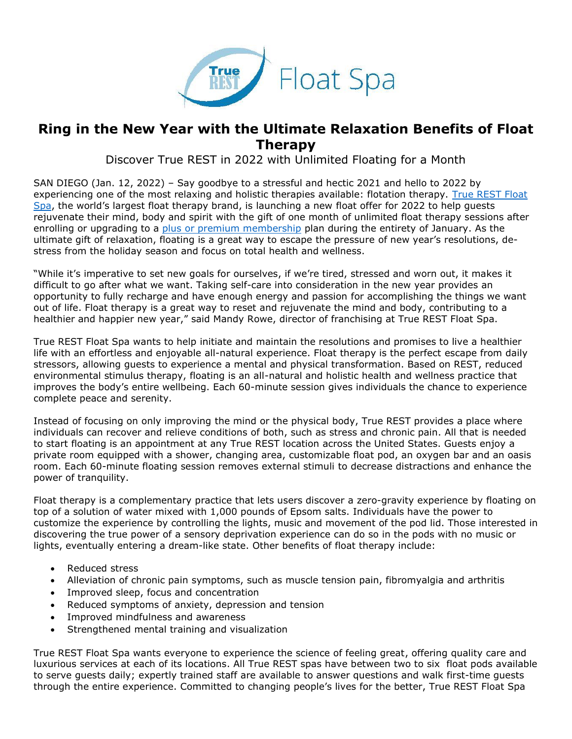# Ring in the New Year with the Ultimate Relaxation Benefits of Float Therapy

Discover True REST in 2022 with Unlimited Floating for a Month

SAN DIEGO (Jan. 12, 2022) – Say goodbye to a stressful and hectic 2021 and hello to 2022 by experiencing one of the most relaxing and holistic therapies available: flotation therapy. [True REST Float Spa](), the world's largest float therapy brand, is launching a new float offer for 2022 to help guests rejuvenate their mind, body and spirit with the gift of one month of unlimited float therapy sessions after enrolling or upgrading to a [plus or premium membership]() plan during the entirety of January. As the ultimate gift of relaxation, floating is a great way to escape the pressure of new year's resolutions, de-stress from the holiday season and focus on total health and wellness.

"While it's imperative to set new goals for ourselves, if we're tired, stressed and worn out, it makes it difficult to go after what we want. Taking self-care into consideration in the new year provides an opportunity to fully recharge and have enough energy and passion for accomplishing the things we want out of life. Float therapy is a great way to reset and rejuvenate the mind and body, contributing to a healthier and happier new year," said Mandy Rowe, director of franchising at True REST Float Spa.

True REST Float Spa wants to help initiate and maintain the resolutions and promises to live a healthier life with an effortless and enjoyable all-natural experience. Float therapy is the perfect escape from daily stressors, allowing guests to experience a mental and physical transformation. Based on REST, reduced environmental stimulus therapy, floating is an all-natural and holistic health and wellness practice that improves the body's entire wellbeing. Each 60-minute session gives individuals the chance to experience complete peace and serenity.

Instead of focusing on only improving the mind or the physical body, True REST provides a place where individuals can recover and relieve conditions of both, such as stress and chronic pain. All that is needed to start floating is an appointment at any True REST location across the United States. Guests enjoy a private room equipped with a shower, changing area, customizable float pod, an oxygen bar and an oasis room. Each 60-minute floating session removes external stimuli to decrease distractions and enhance the power of tranquility.

Float therapy is a complementary practice that lets users discover a zero-gravity experience by floating on top of a solution of water mixed with 1,000 pounds of Epsom salts. Individuals have the power to customize the experience by controlling the lights, music and movement of the pod lid. Those interested in discovering the true power of a sensory deprivation experience can do so in the pods with no music or lights, eventually entering a dream-like state. Other benefits of float therapy include:

- Reduced stress
- Alleviation of chronic pain symptoms, such as muscle tension pain, fibromyalgia and arthritis
- Improved sleep, focus and concentration
- Reduced symptoms of anxiety, depression and tension
- Improved mindfulness and awareness
- Strengthened mental training and visualization

True REST Float Spa wants everyone to experience the science of feeling great, offering quality care and luxurious services at each of its locations. All True REST spas have between two to six float pods available to serve guests daily; expertly trained staff are available to answer questions and walk first-time guests through the entire experience. Committed to changing people's lives for the better, True REST Float Spa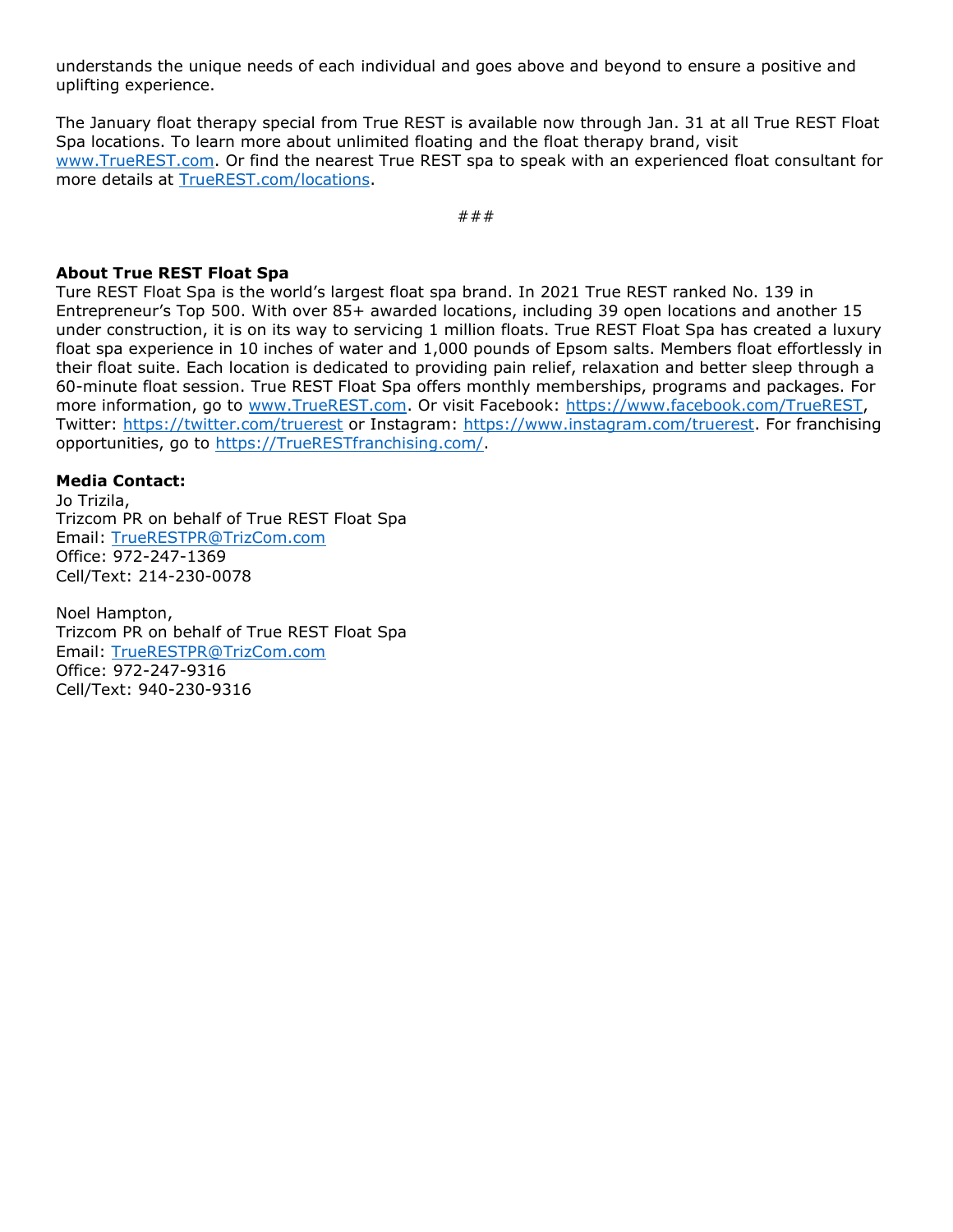understands the unique needs of each individual and goes above and beyond to ensure a positive and uplifting experience.

The January float therapy special from True REST is available now through Jan. 31 at all True REST Float Spa locations. To learn more about unlimited floating and the float therapy brand, visit [www.TrueREST.com](http://www.TrueREST.com). Or find the nearest True REST spa to speak with an experienced float consultant for more details at [TrueREST.com/locations](http://TrueREST.com/locations).

###

**About True REST Float Spa**
Ture REST Float Spa is the world's largest float spa brand. In 2021 True REST ranked No. 139 in Entrepreneur's Top 500. With over 85+ awarded locations, including 39 open locations and another 15 under construction, it is on its way to servicing 1 million floats. True REST Float Spa has created a luxury float spa experience in 10 inches of water and 1,000 pounds of Epsom salts. Members float effortlessly in their float suite. Each location is dedicated to providing pain relief, relaxation and better sleep through a 60-minute float session. True REST Float Spa offers monthly memberships, programs and packages. For more information, go to [www.TrueREST.com](http://www.TrueREST.com). Or visit Facebook: [https://www.facebook.com/TrueREST](https://www.facebook.com/TrueREST), Twitter: [https://twitter.com/truerest](https://twitter.com/truerest) or Instagram: [https://www.instagram.com/truerest](https://www.instagram.com/truerest). For franchising opportunities, go to [https://TrueRESTfranchising.com/](https://TrueRESTfranchising.com/).

**Media Contact:**
Jo Trizila,
Trizcom PR on behalf of True REST Float Spa
Email: [TrueRESTPR@TrizCom.com](mailto:TrueRESTPR@TrizCom.com)
Office: 972-247-1369
Cell/Text: 214-230-0078

Noel Hampton,
Trizcom PR on behalf of True REST Float Spa
Email: [TrueRESTPR@TrizCom.com](mailto:TrueRESTPR@TrizCom.com)
Office: 972-247-9316
Cell/Text: 940-230-9316